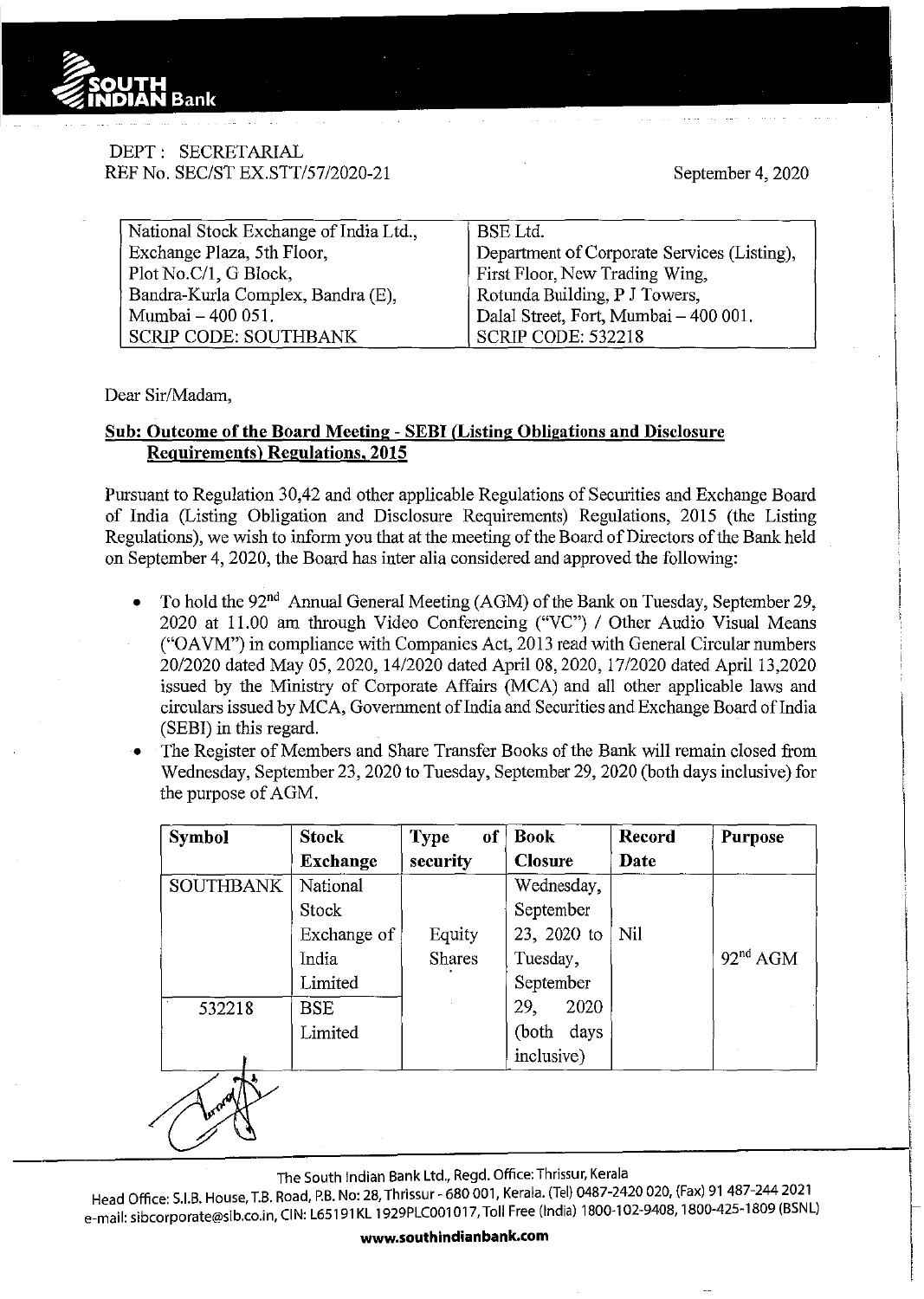DEPT : SECRETARIAL
REF No. SEC/ST EX.STT/57/2020-21

September 4, 2020

| National Stock Exchange of India Ltd., | BSE Ltd. |
|---|---|
| Exchange Plaza, 5th Floor, | Department of Corporate Services (Listing), |
| Plot No.C/1, G Block, | First Floor, New Trading Wing, |
| Bandra-Kurla Complex, Bandra (E), | Rotunda Building, P J Towers, |
| Mumbai – 400 051. | Dalal Street, Fort, Mumbai – 400 001. |
| SCRIP CODE: SOUTHBANK | SCRIP CODE: 532218 |

Dear Sir/Madam,

**Sub: Outcome of the Board Meeting - SEBI (Listing Obligations and Disclosure Requirements) Regulations, 2015**

Pursuant to Regulation 30,42 and other applicable Regulations of Securities and Exchange Board of India (Listing Obligation and Disclosure Requirements) Regulations, 2015 (the Listing Regulations), we wish to inform you that at the meeting of the Board of Directors of the Bank held on September 4, 2020, the Board has inter alia considered and approved the following:

- To hold the 92nd Annual General Meeting (AGM) of the Bank on Tuesday, September 29, 2020 at 11.00 am through Video Conferencing ("VC") / Other Audio Visual Means ("OAVM") in compliance with Companies Act, 2013 read with General Circular numbers 20/2020 dated May 05, 2020, 14/2020 dated April 08, 2020, 17/2020 dated April 13,2020 issued by the Ministry of Corporate Affairs (MCA) and all other applicable laws and circulars issued by MCA, Government of India and Securities and Exchange Board of India (SEBI) in this regard.
- The Register of Members and Share Transfer Books of the Bank will remain closed from Wednesday, September 23, 2020 to Tuesday, September 29, 2020 (both days inclusive) for the purpose of AGM.

| Symbol | Stock Exchange | Type of security | Book Closure | Record Date | Purpose |
|---|---|---|---|---|---|
| SOUTHBANK | National Stock Exchange of India Limited | Equity Shares | Wednesday, September 23, 2020 to Tuesday, September 29, 2020 (both days inclusive) | Nil | 92nd AGM |
| 532218 | BSE Limited | | | | |

The South Indian Bank Ltd., Regd. Office: Thrissur, Kerala
Head Office: S.I.B. House, T.B. Road, P.B. No: 28, Thrissur - 680 001, Kerala. (Tel) 0487-2420 020, (Fax) 91 487-244 2021
e-mail: sibcorporate@sib.co.in, CIN: L65191KL1929PLC001017, Toll Free (India) 1800-102-9408, 1800-425-1809 (BSNL)
**www.southindianbank.com**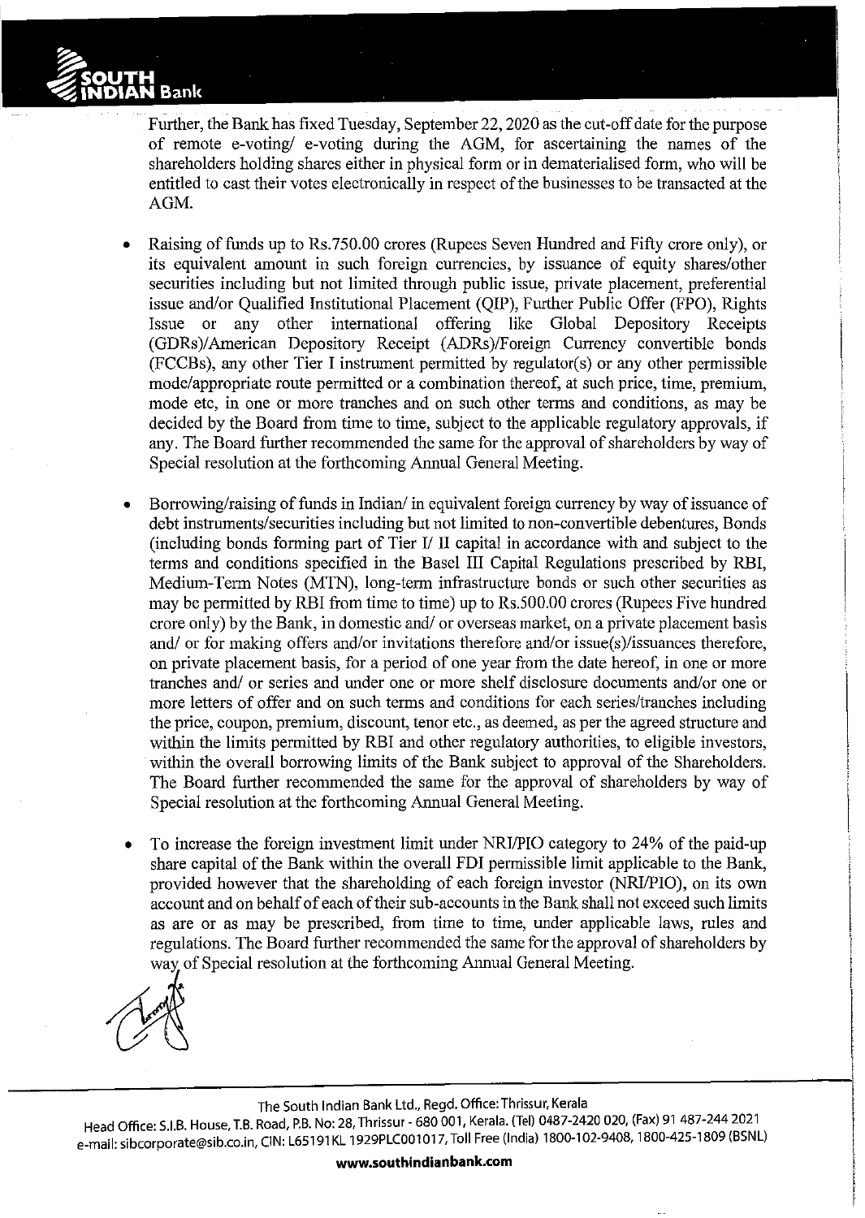Further, the Bank has fixed Tuesday, September 22, 2020 as the cut-off date for the purpose of remote e-voting/ e-voting during the AGM, for ascertaining the names of the shareholders holding shares either in physical form or in dematerialised form, who will be entitled to cast their votes electronically in respect of the businesses to be transacted at the AGM.

- Raising of funds up to Rs.750.00 crores (Rupees Seven Hundred and Fifty crore only), or its equivalent amount in such foreign currencies, by issuance of equity shares/other securities including but not limited through public issue, private placement, preferential issue and/or Qualified Institutional Placement (QIP), Further Public Offer (FPO), Rights Issue or any other international offering like Global Depository Receipts (GDRs)/American Depository Receipt (ADRs)/Foreign Currency convertible bonds (FCCBs), any other Tier I instrument permitted by regulator(s) or any other permissible mode/appropriate route permitted or a combination thereof, at such price, time, premium, mode etc, in one or more tranches and on such other terms and conditions, as may be decided by the Board from time to time, subject to the applicable regulatory approvals, if any. The Board further recommended the same for the approval of shareholders by way of Special resolution at the forthcoming Annual General Meeting.

- Borrowing/raising of funds in Indian/ in equivalent foreign currency by way of issuance of debt instruments/securities including but not limited to non-convertible debentures, Bonds (including bonds forming part of Tier I/ II capital in accordance with and subject to the terms and conditions specified in the Basel III Capital Regulations prescribed by RBI, Medium-Term Notes (MTN), long-term infrastructure bonds or such other securities as may be permitted by RBI from time to time) up to Rs.500.00 crores (Rupees Five hundred crore only) by the Bank, in domestic and/ or overseas market, on a private placement basis and/ or for making offers and/or invitations therefore and/or issue(s)/issuances therefore, on private placement basis, for a period of one year from the date hereof, in one or more tranches and/ or series and under one or more shelf disclosure documents and/or one or more letters of offer and on such terms and conditions for each series/tranches including the price, coupon, premium, discount, tenor etc., as deemed, as per the agreed structure and within the limits permitted by RBI and other regulatory authorities, to eligible investors, within the overall borrowing limits of the Bank subject to approval of the Shareholders. The Board further recommended the same for the approval of shareholders by way of Special resolution at the forthcoming Annual General Meeting.

- To increase the foreign investment limit under NRI/PIO category to 24% of the paid-up share capital of the Bank within the overall FDI permissible limit applicable to the Bank, provided however that the shareholding of each foreign investor (NRI/PIO), on its own account and on behalf of each of their sub-accounts in the Bank shall not exceed such limits as are or as may be prescribed, from time to time, under applicable laws, rules and regulations. The Board further recommended the same for the approval of shareholders by way of Special resolution at the forthcoming Annual General Meeting.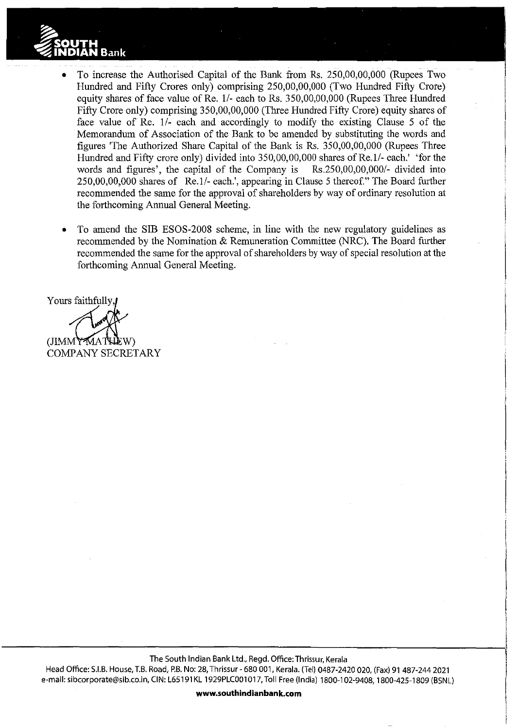- To increase the Authorised Capital of the Bank from Rs. 250,00,00,000 (Rupees Two Hundred and Fifty Crores only) comprising 250,00,00,000 (Two Hundred Fifty Crore) equity shares of face value of Re. 1/- each to Rs. 350,00,00,000 (Rupees Three Hundred Fifty Crore only) comprising 350,00,00,000 (Three Hundred Fifty Crore) equity shares of face value of Re. 1/- each and accordingly to modify the existing Clause 5 of the Memorandum of Association of the Bank to be amended by substituting the words and figures 'The Authorized Share Capital of the Bank is Rs. 350,00,00,000 (Rupees Three Hundred and Fifty crore only) divided into 350,00,00,000 shares of Re.1/- each.' 'for the words and figures', the capital of the Company is Rs.250,00,00,000/- divided into 250,00,00,000 shares of Re.1/- each.', appearing in Clause 5 thereof." The Board further recommended the same for the approval of shareholders by way of ordinary resolution at the forthcoming Annual General Meeting.

- To amend the SIB ESOS-2008 scheme, in line with the new regulatory guidelines as recommended by the Nomination & Remuneration Committee (NRC). The Board further recommended the same for the approval of shareholders by way of special resolution at the forthcoming Annual General Meeting.

Yours faithfully,

(JIMMY MATHEW)
COMPANY SECRETARY